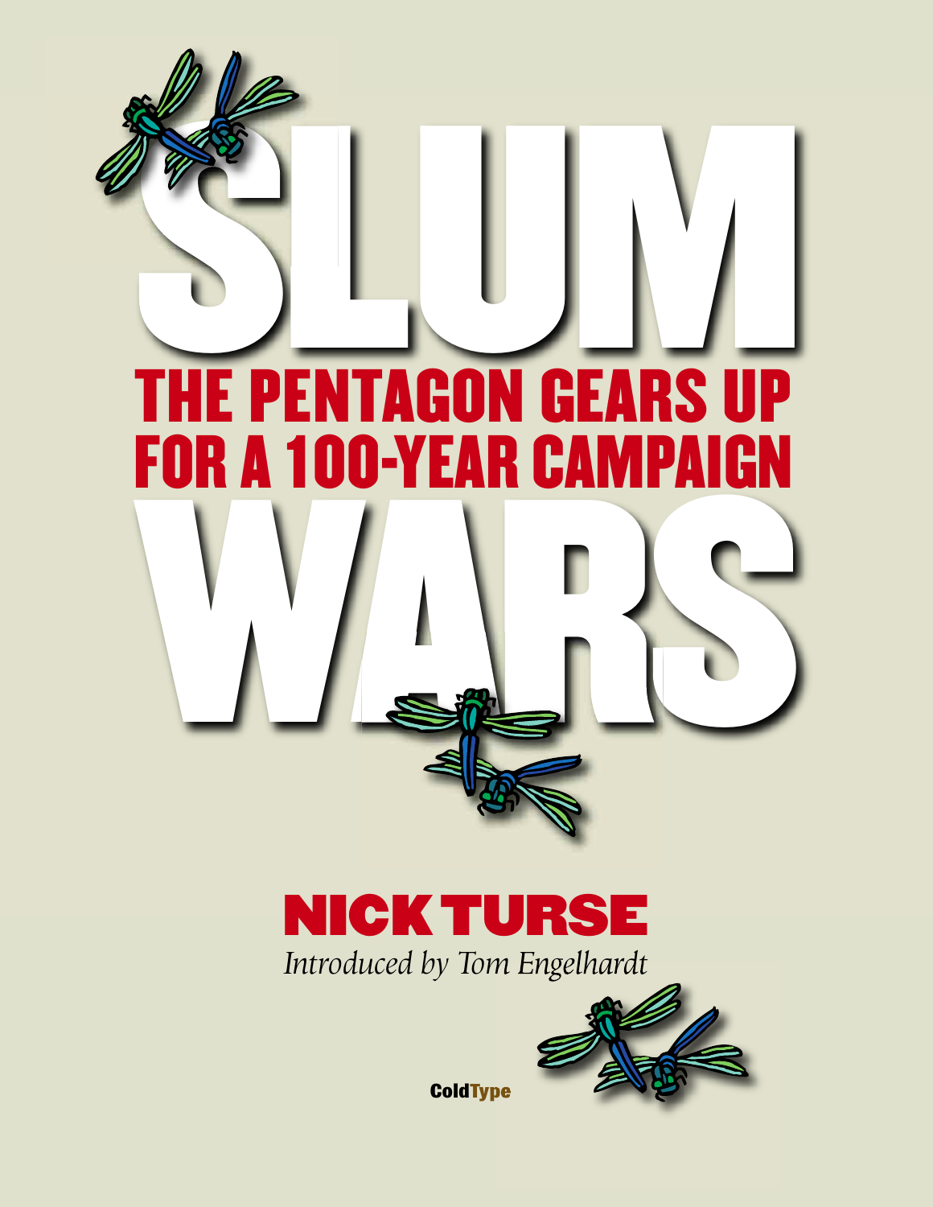# SLUM WARS

## THE PENTAGON GEARS UP FOR A 100-YEAR CAMPAIGN

**NICK TURSE**

*Introduced by Tom Engelhardt*

ColdType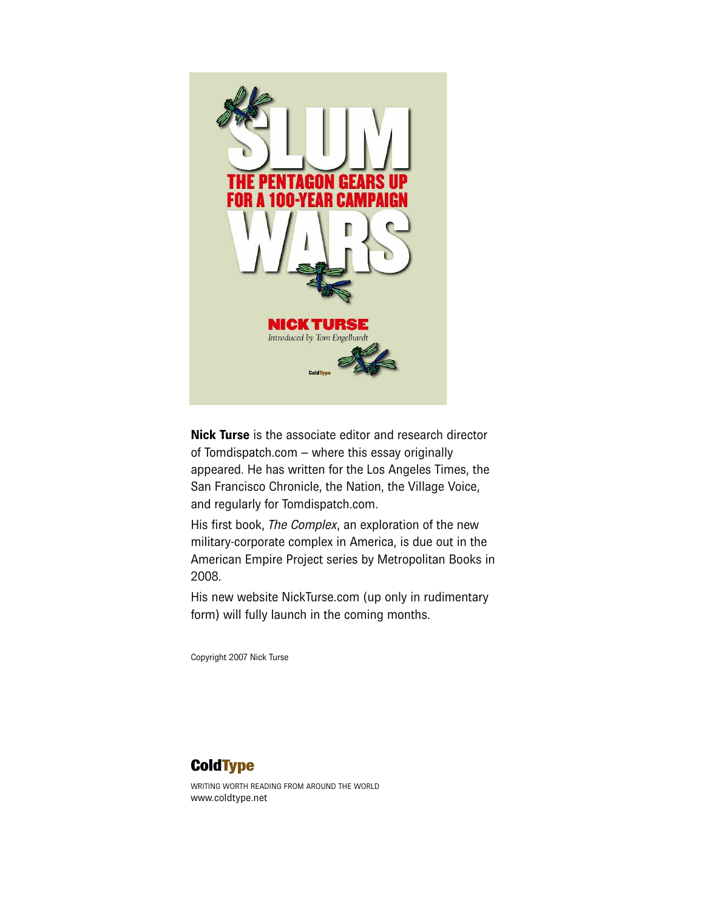# SLUM WARS

## THE PENTAGON GEARS UP FOR A 100-YEAR CAMPAIGN

**NICK TURSE**

*Introduced by Tom Engelhardt*

ColdType

**Nick Turse** is the associate editor and research director of Tomdispatch.com – where this essay originally appeared. He has written for the Los Angeles Times, the San Francisco Chronicle, the Nation, the Village Voice, and regularly for Tomdispatch.com.

His first book, *The Complex*, an exploration of the new military-corporate complex in America, is due out in the American Empire Project series by Metropolitan Books in 2008.

His new website NickTurse.com (up only in rudimentary form) will fully launch in the coming months.

Copyright 2007 Nick Turse

**ColdType**

WRITING WORTH READING FROM AROUND THE WORLD
www.coldtype.net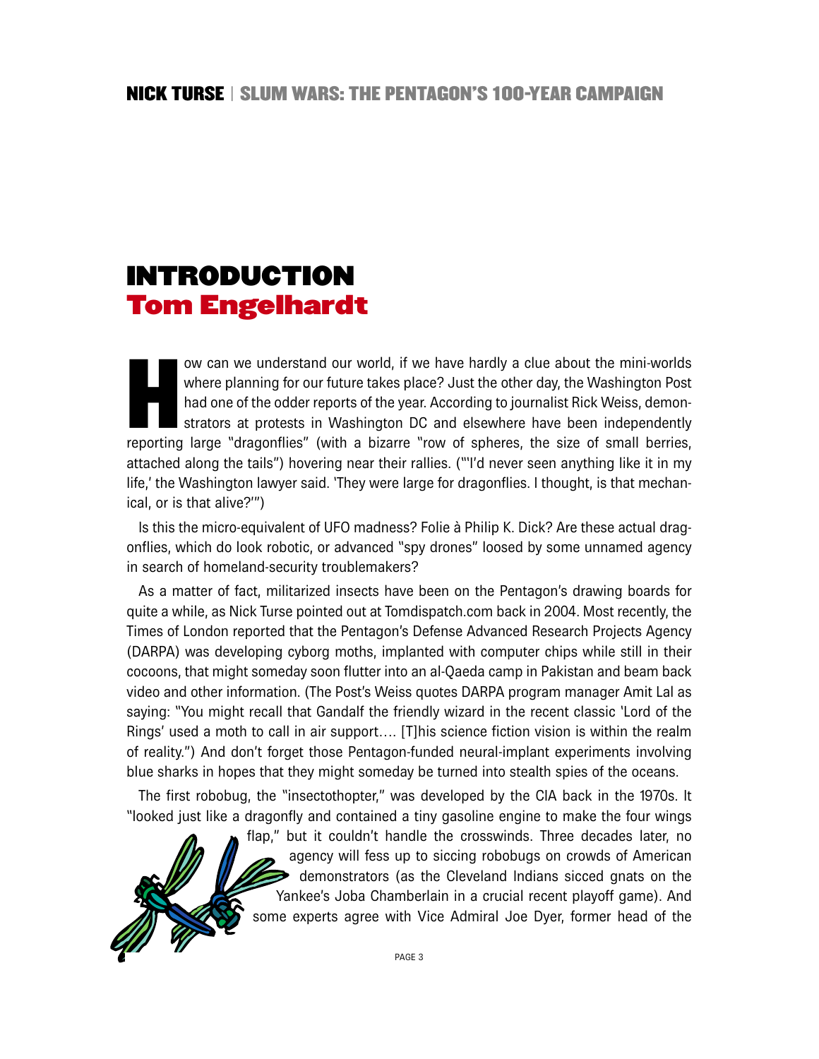# INTRODUCTION
## Tom Engelhardt

How can we understand our world, if we have hardly a clue about the mini-worlds where planning for our future takes place? Just the other day, the Washington Post had one of the odder reports of the year. According to journalist Rick Weiss, demonstrators at protests in Washington DC and elsewhere have been independently reporting large "dragonflies" (with a bizarre "row of spheres, the size of small berries, attached along the tails") hovering near their rallies. ("'I'd never seen anything like it in my life,' the Washington lawyer said. 'They were large for dragonflies. I thought, is that mechanical, or is that alive?'")

Is this the micro-equivalent of UFO madness? Folie à Philip K. Dick? Are these actual dragonflies, which do look robotic, or advanced "spy drones" loosed by some unnamed agency in search of homeland-security troublemakers?

As a matter of fact, militarized insects have been on the Pentagon's drawing boards for quite a while, as Nick Turse pointed out at Tomdispatch.com back in 2004. Most recently, the Times of London reported that the Pentagon's Defense Advanced Research Projects Agency (DARPA) was developing cyborg moths, implanted with computer chips while still in their cocoons, that might someday soon flutter into an al-Qaeda camp in Pakistan and beam back video and other information. (The Post's Weiss quotes DARPA program manager Amit Lal as saying: "You might recall that Gandalf the friendly wizard in the recent classic 'Lord of the Rings' used a moth to call in air support…. [T]his science fiction vision is within the realm of reality.") And don't forget those Pentagon-funded neural-implant experiments involving blue sharks in hopes that they might someday be turned into stealth spies of the oceans.

The first robobug, the "insectothopter," was developed by the CIA back in the 1970s. It "looked just like a dragonfly and contained a tiny gasoline engine to make the four wings flap," but it couldn't handle the crosswinds. Three decades later, no agency will fess up to siccing robobugs on crowds of American demonstrators (as the Cleveland Indians sicced gnats on the Yankee's Joba Chamberlain in a crucial recent playoff game). And some experts agree with Vice Admiral Joe Dyer, former head of the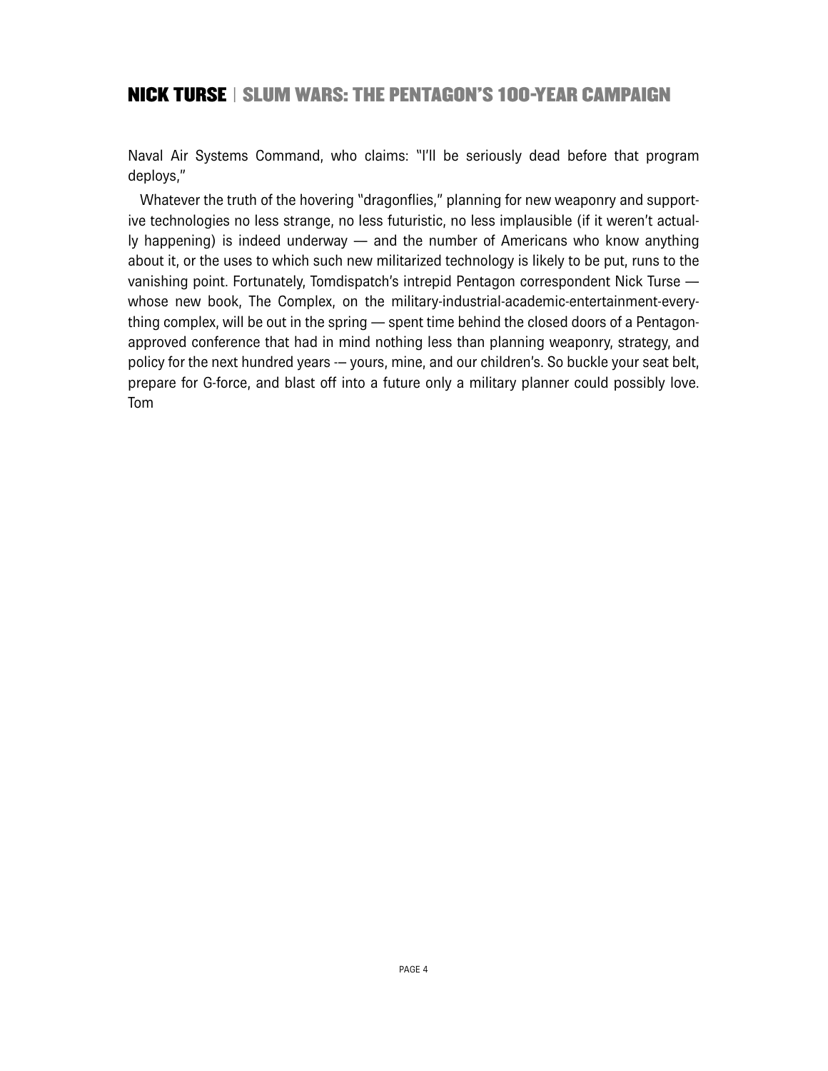Naval Air Systems Command, who claims: "I'll be seriously dead before that program deploys,"

Whatever the truth of the hovering "dragonflies," planning for new weaponry and supportive technologies no less strange, no less futuristic, no less implausible (if it weren't actually happening) is indeed underway — and the number of Americans who know anything about it, or the uses to which such new militarized technology is likely to be put, runs to the vanishing point. Fortunately, Tomdispatch's intrepid Pentagon correspondent Nick Turse — whose new book, The Complex, on the military-industrial-academic-entertainment-everything complex, will be out in the spring — spent time behind the closed doors of a Pentagon-approved conference that had in mind nothing less than planning weaponry, strategy, and policy for the next hundred years -— yours, mine, and our children's. So buckle your seat belt, prepare for G-force, and blast off into a future only a military planner could possibly love. Tom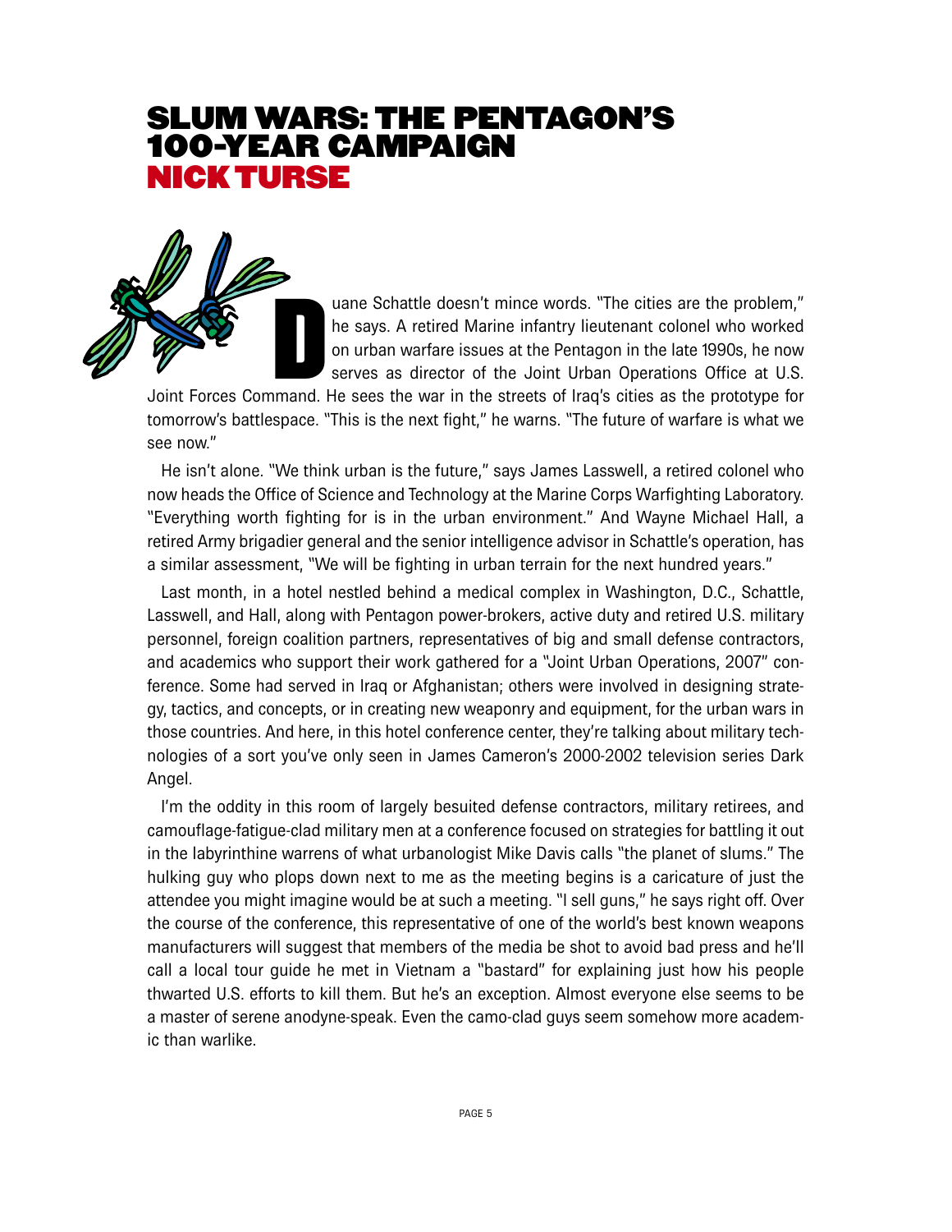# SLUM WARS: THE PENTAGON'S 100-YEAR CAMPAIGN

## NICK TURSE

Duane Schattle doesn't mince words. "The cities are the problem," he says. A retired Marine infantry lieutenant colonel who worked on urban warfare issues at the Pentagon in the late 1990s, he now serves as director of the Joint Urban Operations Office at U.S. Joint Forces Command. He sees the war in the streets of Iraq's cities as the prototype for tomorrow's battlespace. "This is the next fight," he warns. "The future of warfare is what we see now."

He isn't alone. "We think urban is the future," says James Lasswell, a retired colonel who now heads the Office of Science and Technology at the Marine Corps Warfighting Laboratory. "Everything worth fighting for is in the urban environment." And Wayne Michael Hall, a retired Army brigadier general and the senior intelligence advisor in Schattle's operation, has a similar assessment, "We will be fighting in urban terrain for the next hundred years."

Last month, in a hotel nestled behind a medical complex in Washington, D.C., Schattle, Lasswell, and Hall, along with Pentagon power-brokers, active duty and retired U.S. military personnel, foreign coalition partners, representatives of big and small defense contractors, and academics who support their work gathered for a "Joint Urban Operations, 2007" conference. Some had served in Iraq or Afghanistan; others were involved in designing strategy, tactics, and concepts, or in creating new weaponry and equipment, for the urban wars in those countries. And here, in this hotel conference center, they're talking about military technologies of a sort you've only seen in James Cameron's 2000-2002 television series Dark Angel.

I'm the oddity in this room of largely besuited defense contractors, military retirees, and camouflage-fatigue-clad military men at a conference focused on strategies for battling it out in the labyrinthine warrens of what urbanologist Mike Davis calls "the planet of slums." The hulking guy who plops down next to me as the meeting begins is a caricature of just the attendee you might imagine would be at such a meeting. "I sell guns," he says right off. Over the course of the conference, this representative of one of the world's best known weapons manufacturers will suggest that members of the media be shot to avoid bad press and he'll call a local tour guide he met in Vietnam a "bastard" for explaining just how his people thwarted U.S. efforts to kill them. But he's an exception. Almost everyone else seems to be a master of serene anodyne-speak. Even the camo-clad guys seem somehow more academic than warlike.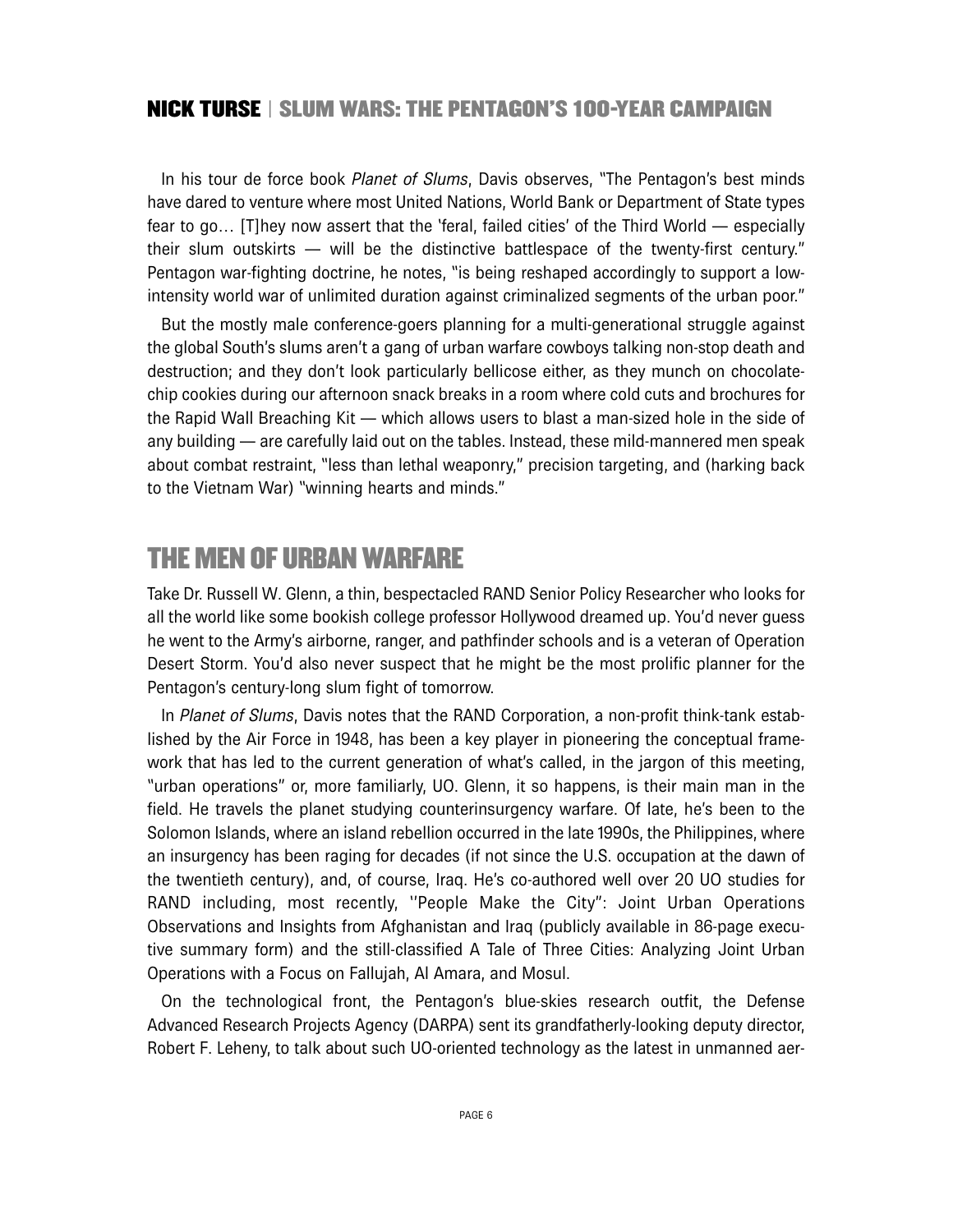In his tour de force book *Planet of Slums*, Davis observes, "The Pentagon's best minds have dared to venture where most United Nations, World Bank or Department of State types fear to go… [T]hey now assert that the 'feral, failed cities' of the Third World — especially their slum outskirts — will be the distinctive battlespace of the twenty-first century." Pentagon war-fighting doctrine, he notes, "is being reshaped accordingly to support a low-intensity world war of unlimited duration against criminalized segments of the urban poor."

But the mostly male conference-goers planning for a multi-generational struggle against the global South's slums aren't a gang of urban warfare cowboys talking non-stop death and destruction; and they don't look particularly bellicose either, as they munch on chocolate-chip cookies during our afternoon snack breaks in a room where cold cuts and brochures for the Rapid Wall Breaching Kit — which allows users to blast a man-sized hole in the side of any building — are carefully laid out on the tables. Instead, these mild-mannered men speak about combat restraint, "less than lethal weaponry," precision targeting, and (harking back to the Vietnam War) "winning hearts and minds."

## THE MEN OF URBAN WARFARE

Take Dr. Russell W. Glenn, a thin, bespectacled RAND Senior Policy Researcher who looks for all the world like some bookish college professor Hollywood dreamed up. You'd never guess he went to the Army's airborne, ranger, and pathfinder schools and is a veteran of Operation Desert Storm. You'd also never suspect that he might be the most prolific planner for the Pentagon's century-long slum fight of tomorrow.

In *Planet of Slums*, Davis notes that the RAND Corporation, a non-profit think-tank established by the Air Force in 1948, has been a key player in pioneering the conceptual framework that has led to the current generation of what's called, in the jargon of this meeting, "urban operations" or, more familiarly, UO. Glenn, it so happens, is their main man in the field. He travels the planet studying counterinsurgency warfare. Of late, he's been to the Solomon Islands, where an island rebellion occurred in the late 1990s, the Philippines, where an insurgency has been raging for decades (if not since the U.S. occupation at the dawn of the twentieth century), and, of course, Iraq. He's co-authored well over 20 UO studies for RAND including, most recently, ''People Make the City'': Joint Urban Operations Observations and Insights from Afghanistan and Iraq (publicly available in 86-page executive summary form) and the still-classified A Tale of Three Cities: Analyzing Joint Urban Operations with a Focus on Fallujah, Al Amara, and Mosul.

On the technological front, the Pentagon's blue-skies research outfit, the Defense Advanced Research Projects Agency (DARPA) sent its grandfatherly-looking deputy director, Robert F. Leheny, to talk about such UO-oriented technology as the latest in unmanned aer-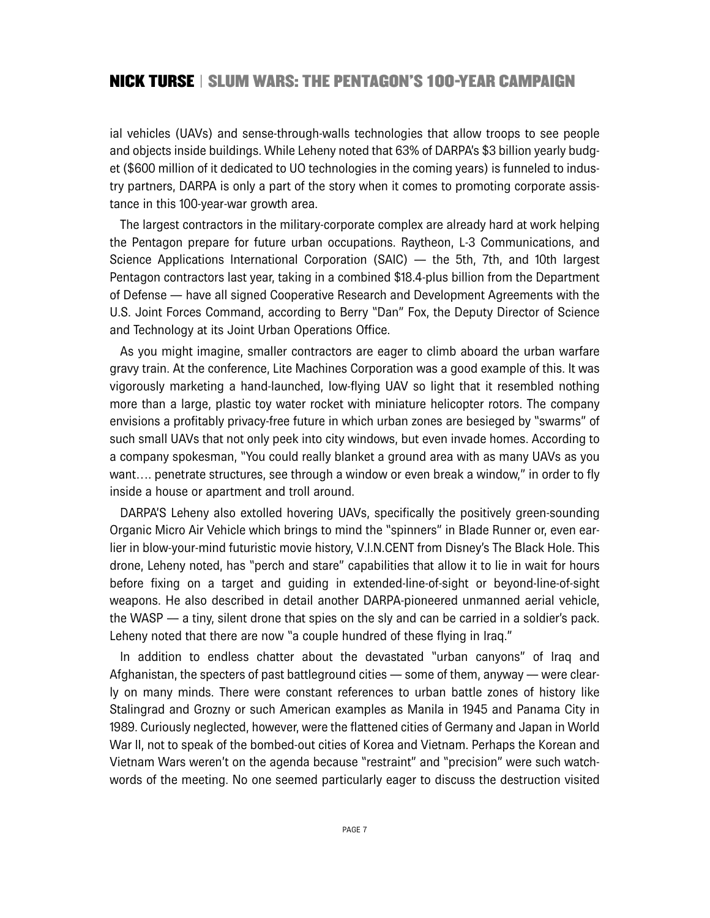ial vehicles (UAVs) and sense-through-walls technologies that allow troops to see people and objects inside buildings. While Leheny noted that 63% of DARPA's $3 billion yearly budget ($600 million of it dedicated to UO technologies in the coming years) is funneled to industry partners, DARPA is only a part of the story when it comes to promoting corporate assistance in this 100-year-war growth area.

The largest contractors in the military-corporate complex are already hard at work helping the Pentagon prepare for future urban occupations. Raytheon, L-3 Communications, and Science Applications International Corporation (SAIC) — the 5th, 7th, and 10th largest Pentagon contractors last year, taking in a combined $18.4-plus billion from the Department of Defense — have all signed Cooperative Research and Development Agreements with the U.S. Joint Forces Command, according to Berry "Dan" Fox, the Deputy Director of Science and Technology at its Joint Urban Operations Office.

As you might imagine, smaller contractors are eager to climb aboard the urban warfare gravy train. At the conference, Lite Machines Corporation was a good example of this. It was vigorously marketing a hand-launched, low-flying UAV so light that it resembled nothing more than a large, plastic toy water rocket with miniature helicopter rotors. The company envisions a profitably privacy-free future in which urban zones are besieged by "swarms" of such small UAVs that not only peek into city windows, but even invade homes. According to a company spokesman, "You could really blanket a ground area with as many UAVs as you want…. penetrate structures, see through a window or even break a window," in order to fly inside a house or apartment and troll around.

DARPA'S Leheny also extolled hovering UAVs, specifically the positively green-sounding Organic Micro Air Vehicle which brings to mind the "spinners" in Blade Runner or, even earlier in blow-your-mind futuristic movie history, V.I.N.CENT from Disney's The Black Hole. This drone, Leheny noted, has "perch and stare" capabilities that allow it to lie in wait for hours before fixing on a target and guiding in extended-line-of-sight or beyond-line-of-sight weapons. He also described in detail another DARPA-pioneered unmanned aerial vehicle, the WASP — a tiny, silent drone that spies on the sly and can be carried in a soldier's pack. Leheny noted that there are now "a couple hundred of these flying in Iraq."

In addition to endless chatter about the devastated "urban canyons" of Iraq and Afghanistan, the specters of past battleground cities — some of them, anyway — were clearly on many minds. There were constant references to urban battle zones of history like Stalingrad and Grozny or such American examples as Manila in 1945 and Panama City in 1989. Curiously neglected, however, were the flattened cities of Germany and Japan in World War II, not to speak of the bombed-out cities of Korea and Vietnam. Perhaps the Korean and Vietnam Wars weren't on the agenda because "restraint" and "precision" were such watchwords of the meeting. No one seemed particularly eager to discuss the destruction visited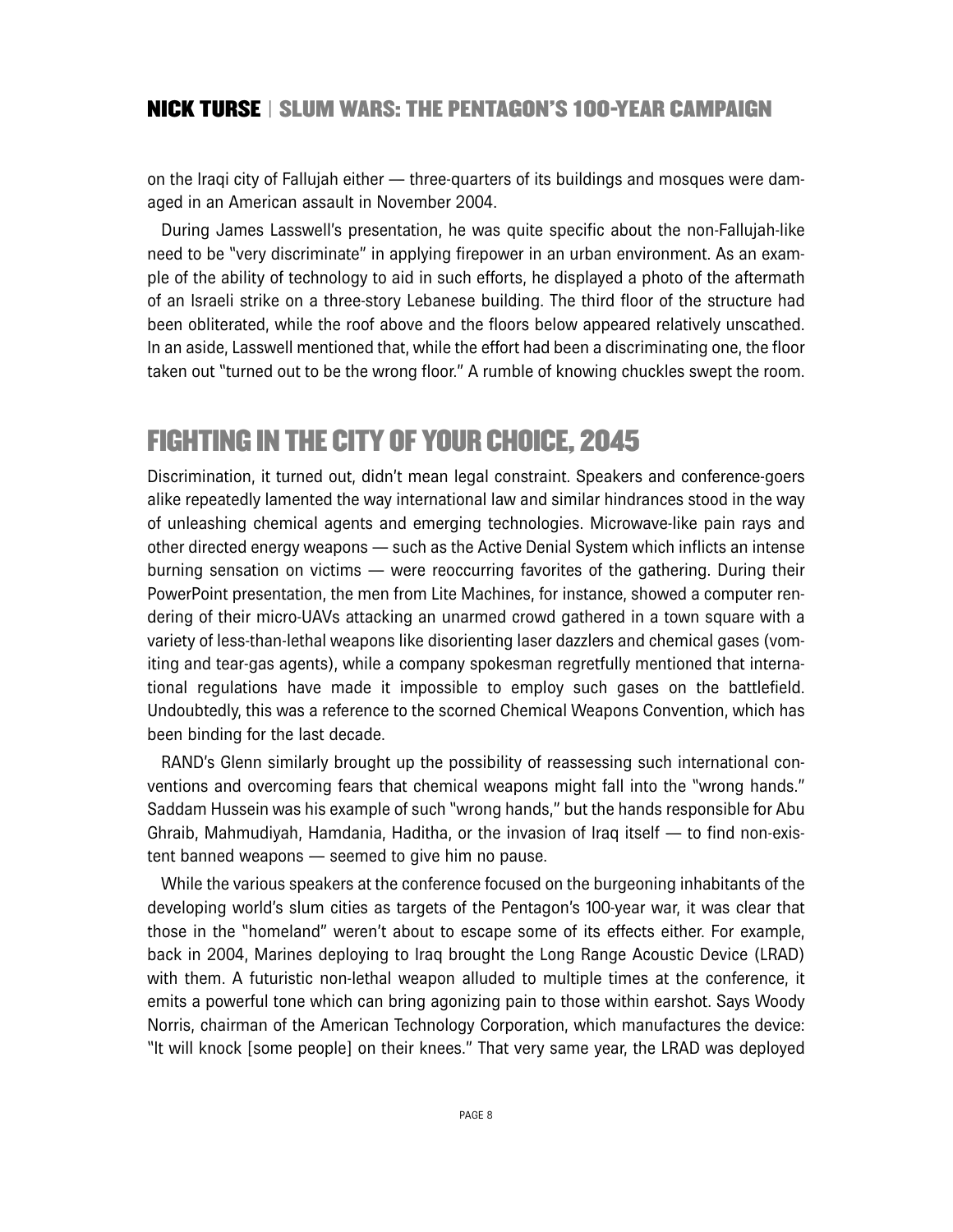on the Iraqi city of Fallujah either — three-quarters of its buildings and mosques were damaged in an American assault in November 2004.

During James Lasswell's presentation, he was quite specific about the non-Fallujah-like need to be "very discriminate" in applying firepower in an urban environment. As an example of the ability of technology to aid in such efforts, he displayed a photo of the aftermath of an Israeli strike on a three-story Lebanese building. The third floor of the structure had been obliterated, while the roof above and the floors below appeared relatively unscathed. In an aside, Lasswell mentioned that, while the effort had been a discriminating one, the floor taken out "turned out to be the wrong floor." A rumble of knowing chuckles swept the room.

## FIGHTING IN THE CITY OF YOUR CHOICE, 2045

Discrimination, it turned out, didn't mean legal constraint. Speakers and conference-goers alike repeatedly lamented the way international law and similar hindrances stood in the way of unleashing chemical agents and emerging technologies. Microwave-like pain rays and other directed energy weapons — such as the Active Denial System which inflicts an intense burning sensation on victims — were reoccurring favorites of the gathering. During their PowerPoint presentation, the men from Lite Machines, for instance, showed a computer rendering of their micro-UAVs attacking an unarmed crowd gathered in a town square with a variety of less-than-lethal weapons like disorienting laser dazzlers and chemical gases (vomiting and tear-gas agents), while a company spokesman regretfully mentioned that international regulations have made it impossible to employ such gases on the battlefield. Undoubtedly, this was a reference to the scorned Chemical Weapons Convention, which has been binding for the last decade.

RAND's Glenn similarly brought up the possibility of reassessing such international conventions and overcoming fears that chemical weapons might fall into the "wrong hands." Saddam Hussein was his example of such "wrong hands," but the hands responsible for Abu Ghraib, Mahmudiyah, Hamdania, Haditha, or the invasion of Iraq itself — to find non-existent banned weapons — seemed to give him no pause.

While the various speakers at the conference focused on the burgeoning inhabitants of the developing world's slum cities as targets of the Pentagon's 100-year war, it was clear that those in the "homeland" weren't about to escape some of its effects either. For example, back in 2004, Marines deploying to Iraq brought the Long Range Acoustic Device (LRAD) with them. A futuristic non-lethal weapon alluded to multiple times at the conference, it emits a powerful tone which can bring agonizing pain to those within earshot. Says Woody Norris, chairman of the American Technology Corporation, which manufactures the device: "It will knock [some people] on their knees." That very same year, the LRAD was deployed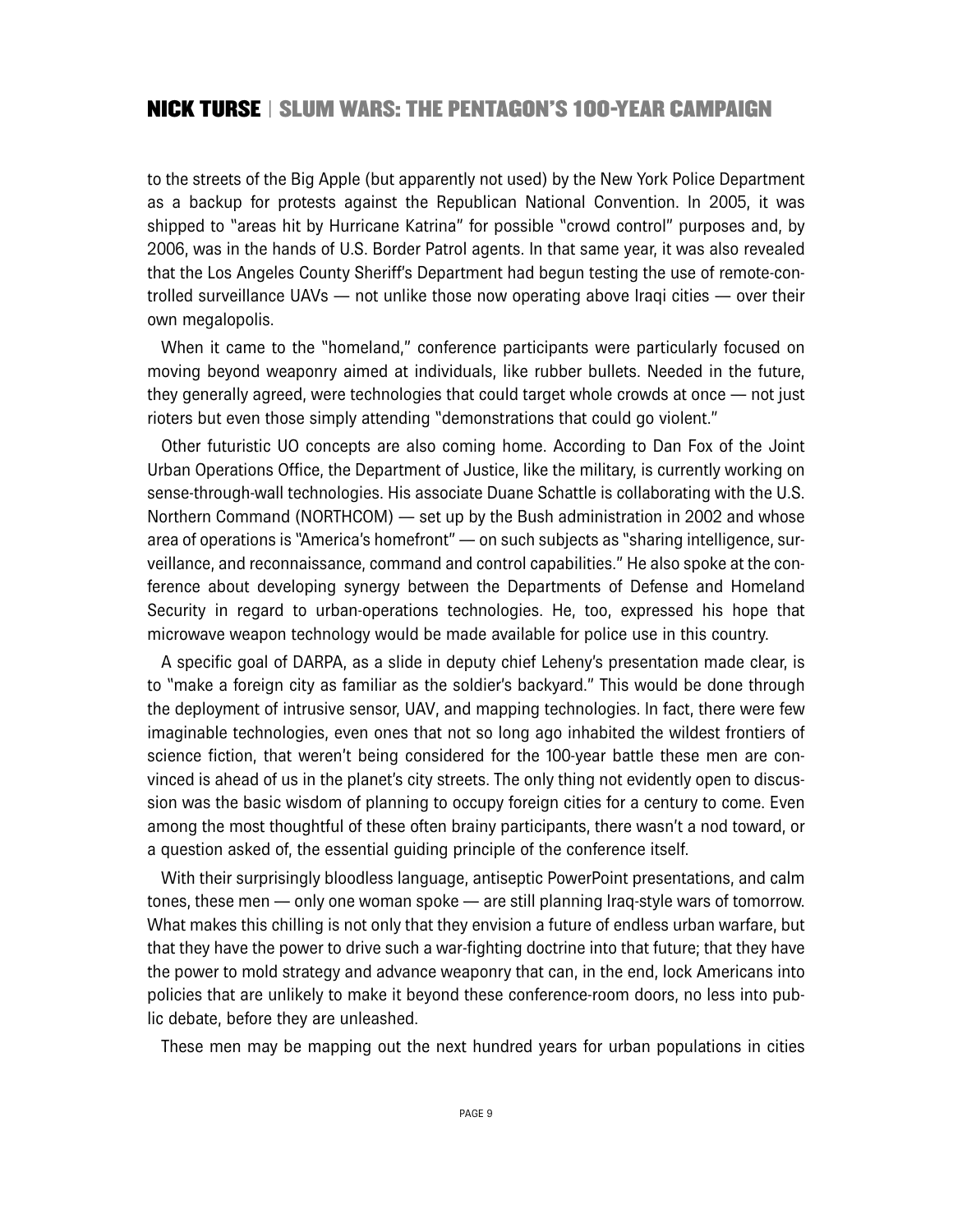to the streets of the Big Apple (but apparently not used) by the New York Police Department as a backup for protests against the Republican National Convention. In 2005, it was shipped to "areas hit by Hurricane Katrina" for possible "crowd control" purposes and, by 2006, was in the hands of U.S. Border Patrol agents. In that same year, it was also revealed that the Los Angeles County Sheriff's Department had begun testing the use of remote-controlled surveillance UAVs — not unlike those now operating above Iraqi cities — over their own megalopolis.

When it came to the "homeland," conference participants were particularly focused on moving beyond weaponry aimed at individuals, like rubber bullets. Needed in the future, they generally agreed, were technologies that could target whole crowds at once — not just rioters but even those simply attending "demonstrations that could go violent."

Other futuristic UO concepts are also coming home. According to Dan Fox of the Joint Urban Operations Office, the Department of Justice, like the military, is currently working on sense-through-wall technologies. His associate Duane Schattle is collaborating with the U.S. Northern Command (NORTHCOM) — set up by the Bush administration in 2002 and whose area of operations is "America's homefront" — on such subjects as "sharing intelligence, surveillance, and reconnaissance, command and control capabilities." He also spoke at the conference about developing synergy between the Departments of Defense and Homeland Security in regard to urban-operations technologies. He, too, expressed his hope that microwave weapon technology would be made available for police use in this country.

A specific goal of DARPA, as a slide in deputy chief Leheny's presentation made clear, is to "make a foreign city as familiar as the soldier's backyard." This would be done through the deployment of intrusive sensor, UAV, and mapping technologies. In fact, there were few imaginable technologies, even ones that not so long ago inhabited the wildest frontiers of science fiction, that weren't being considered for the 100-year battle these men are convinced is ahead of us in the planet's city streets. The only thing not evidently open to discussion was the basic wisdom of planning to occupy foreign cities for a century to come. Even among the most thoughtful of these often brainy participants, there wasn't a nod toward, or a question asked of, the essential guiding principle of the conference itself.

With their surprisingly bloodless language, antiseptic PowerPoint presentations, and calm tones, these men — only one woman spoke — are still planning Iraq-style wars of tomorrow. What makes this chilling is not only that they envision a future of endless urban warfare, but that they have the power to drive such a war-fighting doctrine into that future; that they have the power to mold strategy and advance weaponry that can, in the end, lock Americans into policies that are unlikely to make it beyond these conference-room doors, no less into public debate, before they are unleashed.

These men may be mapping out the next hundred years for urban populations in cities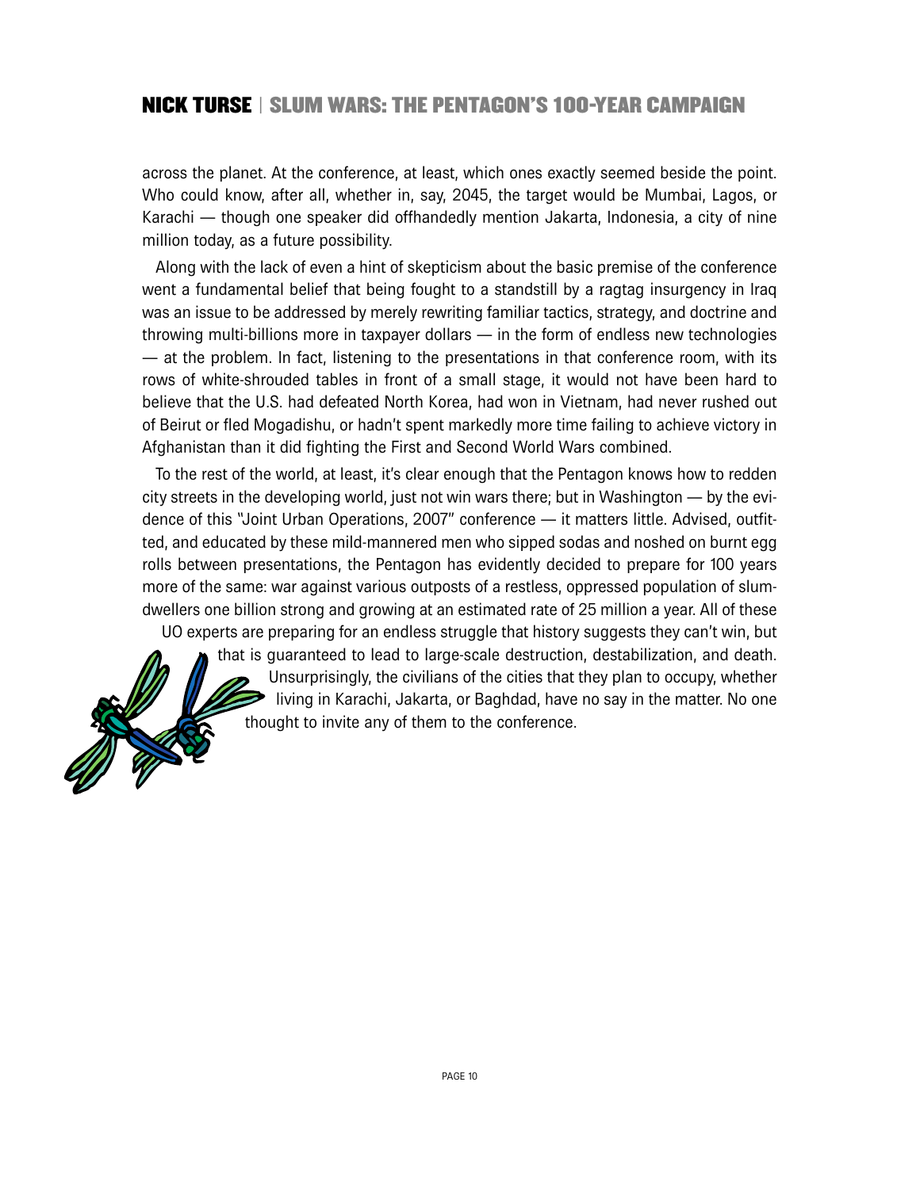across the planet. At the conference, at least, which ones exactly seemed beside the point. Who could know, after all, whether in, say, 2045, the target would be Mumbai, Lagos, or Karachi — though one speaker did offhandedly mention Jakarta, Indonesia, a city of nine million today, as a future possibility.

Along with the lack of even a hint of skepticism about the basic premise of the conference went a fundamental belief that being fought to a standstill by a ragtag insurgency in Iraq was an issue to be addressed by merely rewriting familiar tactics, strategy, and doctrine and throwing multi-billions more in taxpayer dollars — in the form of endless new technologies — at the problem. In fact, listening to the presentations in that conference room, with its rows of white-shrouded tables in front of a small stage, it would not have been hard to believe that the U.S. had defeated North Korea, had won in Vietnam, had never rushed out of Beirut or fled Mogadishu, or hadn't spent markedly more time failing to achieve victory in Afghanistan than it did fighting the First and Second World Wars combined.

To the rest of the world, at least, it's clear enough that the Pentagon knows how to redden city streets in the developing world, just not win wars there; but in Washington — by the evidence of this "Joint Urban Operations, 2007" conference — it matters little. Advised, outfitted, and educated by these mild-mannered men who sipped sodas and noshed on burnt egg rolls between presentations, the Pentagon has evidently decided to prepare for 100 years more of the same: war against various outposts of a restless, oppressed population of slum-dwellers one billion strong and growing at an estimated rate of 25 million a year. All of these UO experts are preparing for an endless struggle that history suggests they can't win, but that is guaranteed to lead to large-scale destruction, destabilization, and death. Unsurprisingly, the civilians of the cities that they plan to occupy, whether living in Karachi, Jakarta, or Baghdad, have no say in the matter. No one thought to invite any of them to the conference.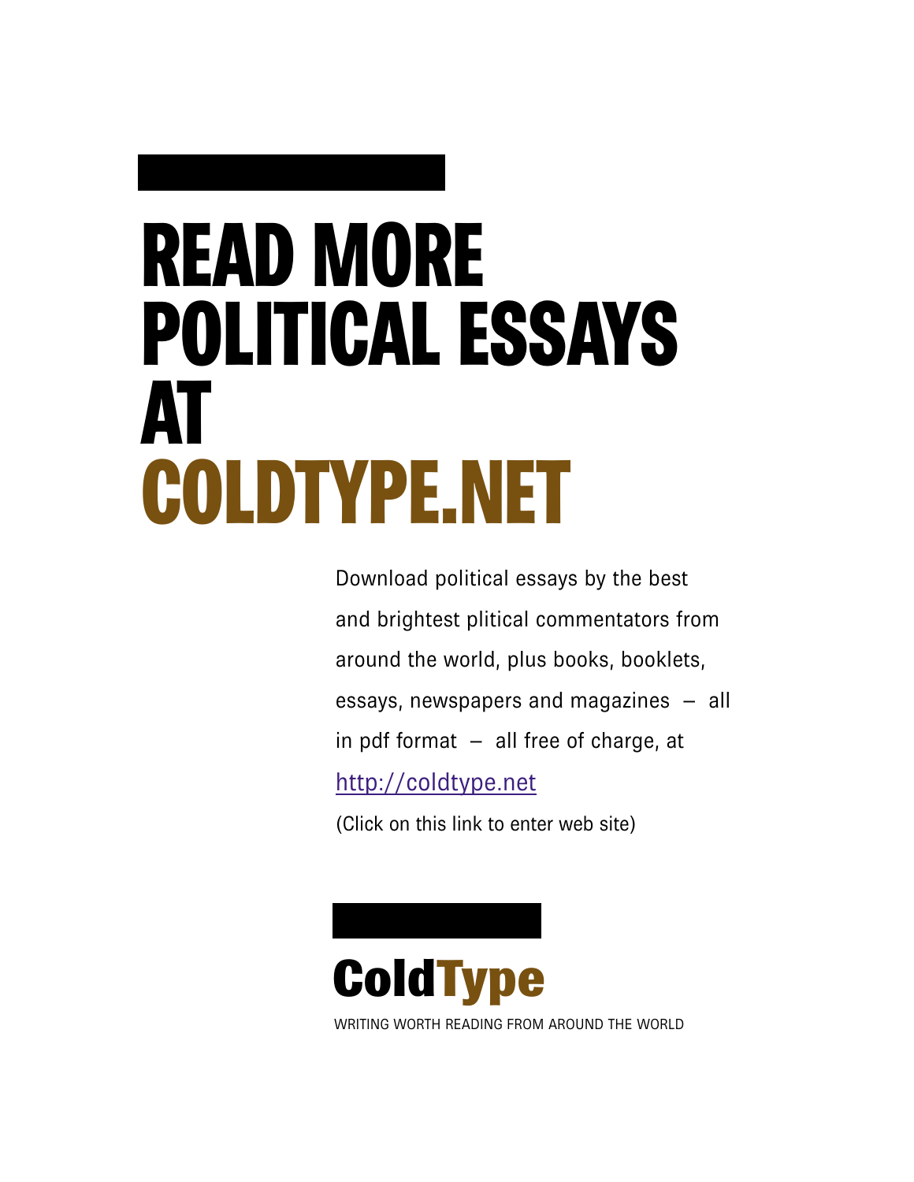# READ MORE POLITICAL ESSAYS AT COLDTYPE.NET

Download political essays by the best and brightest plitical commentators from around the world, plus books, booklets, essays, newspapers and magazines – all in pdf format – all free of charge, at

http://coldtype.net

(Click on this link to enter web site)

**ColdType**

WRITING WORTH READING FROM AROUND THE WORLD